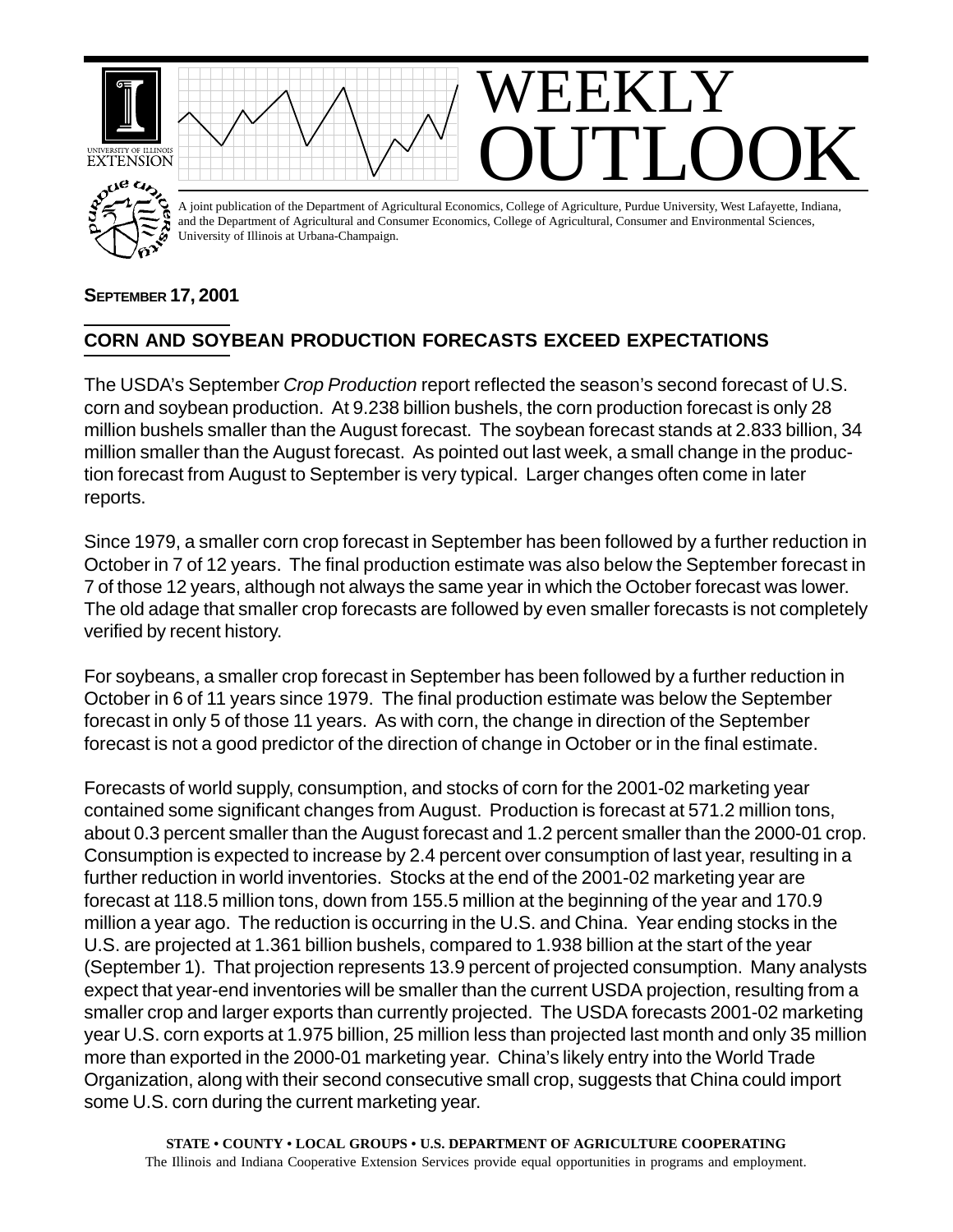# WEEKLY OUTLOOK

A joint publication of the Department of Agricultural Economics, College of Agriculture, Purdue University, West Lafayette, Indiana, and the Department of Agricultural and Consumer Economics, College of Agricultural, Consumer and Environmental Sciences, University of Illinois at Urbana-Champaign.

**SEPTEMBER 17, 2001**

## CORN AND SOYBEAN PRODUCTION FORECASTS EXCEED EXPECTATIONS

The USDA's September *Crop Production* report reflected the season's second forecast of U.S. corn and soybean production. At 9.238 billion bushels, the corn production forecast is only 28 million bushels smaller than the August forecast. The soybean forecast stands at 2.833 billion, 34 million smaller than the August forecast. As pointed out last week, a small change in the production forecast from August to September is very typical. Larger changes often come in later reports.

Since 1979, a smaller corn crop forecast in September has been followed by a further reduction in October in 7 of 12 years. The final production estimate was also below the September forecast in 7 of those 12 years, although not always the same year in which the October forecast was lower. The old adage that smaller crop forecasts are followed by even smaller forecasts is not completely verified by recent history.

For soybeans, a smaller crop forecast in September has been followed by a further reduction in October in 6 of 11 years since 1979. The final production estimate was below the September forecast in only 5 of those 11 years. As with corn, the change in direction of the September forecast is not a good predictor of the direction of change in October or in the final estimate.

Forecasts of world supply, consumption, and stocks of corn for the 2001-02 marketing year contained some significant changes from August. Production is forecast at 571.2 million tons, about 0.3 percent smaller than the August forecast and 1.2 percent smaller than the 2000-01 crop. Consumption is expected to increase by 2.4 percent over consumption of last year, resulting in a further reduction in world inventories. Stocks at the end of the 2001-02 marketing year are forecast at 118.5 million tons, down from 155.5 million at the beginning of the year and 170.9 million a year ago. The reduction is occurring in the U.S. and China. Year ending stocks in the U.S. are projected at 1.361 billion bushels, compared to 1.938 billion at the start of the year (September 1). That projection represents 13.9 percent of projected consumption. Many analysts expect that year-end inventories will be smaller than the current USDA projection, resulting from a smaller crop and larger exports than currently projected. The USDA forecasts 2001-02 marketing year U.S. corn exports at 1.975 billion, 25 million less than projected last month and only 35 million more than exported in the 2000-01 marketing year. China's likely entry into the World Trade Organization, along with their second consecutive small crop, suggests that China could import some U.S. corn during the current marketing year.

**STATE • COUNTY • LOCAL GROUPS • U.S. DEPARTMENT OF AGRICULTURE COOPERATING**

The Illinois and Indiana Cooperative Extension Services provide equal opportunities in programs and employment.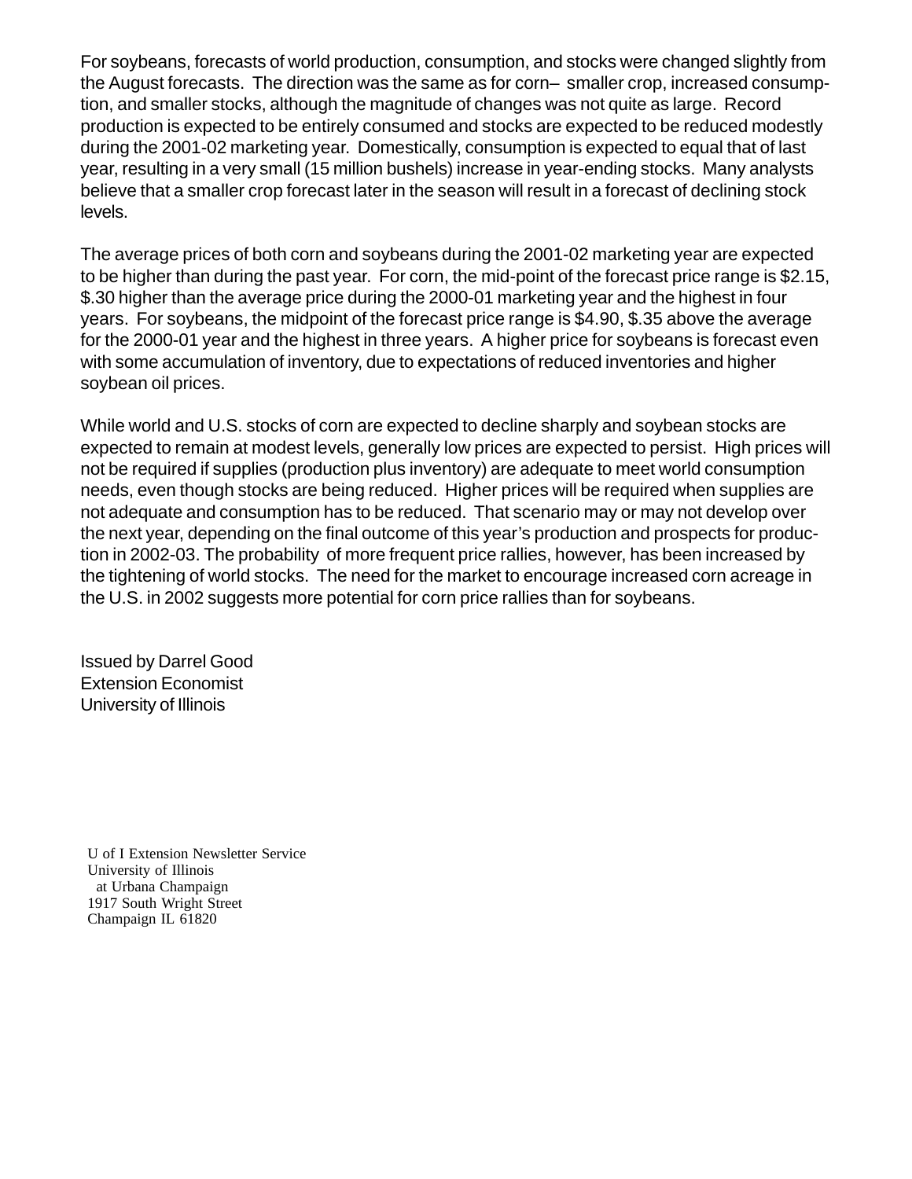For soybeans, forecasts of world production, consumption, and stocks were changed slightly from the August forecasts. The direction was the same as for corn– smaller crop, increased consumption, and smaller stocks, although the magnitude of changes was not quite as large. Record production is expected to be entirely consumed and stocks are expected to be reduced modestly during the 2001-02 marketing year. Domestically, consumption is expected to equal that of last year, resulting in a very small (15 million bushels) increase in year-ending stocks. Many analysts believe that a smaller crop forecast later in the season will result in a forecast of declining stock levels.

The average prices of both corn and soybeans during the 2001-02 marketing year are expected to be higher than during the past year. For corn, the mid-point of the forecast price range is $2.15, $.30 higher than the average price during the 2000-01 marketing year and the highest in four years. For soybeans, the midpoint of the forecast price range is $4.90, $.35 above the average for the 2000-01 year and the highest in three years. A higher price for soybeans is forecast even with some accumulation of inventory, due to expectations of reduced inventories and higher soybean oil prices.

While world and U.S. stocks of corn are expected to decline sharply and soybean stocks are expected to remain at modest levels, generally low prices are expected to persist. High prices will not be required if supplies (production plus inventory) are adequate to meet world consumption needs, even though stocks are being reduced. Higher prices will be required when supplies are not adequate and consumption has to be reduced. That scenario may or may not develop over the next year, depending on the final outcome of this year's production and prospects for production in 2002-03. The probability of more frequent price rallies, however, has been increased by the tightening of world stocks. The need for the market to encourage increased corn acreage in the U.S. in 2002 suggests more potential for corn price rallies than for soybeans.

Issued by Darrel Good
Extension Economist
University of Illinois

U of I Extension Newsletter Service
University of Illinois
at Urbana Champaign
1917 South Wright Street
Champaign IL 61820